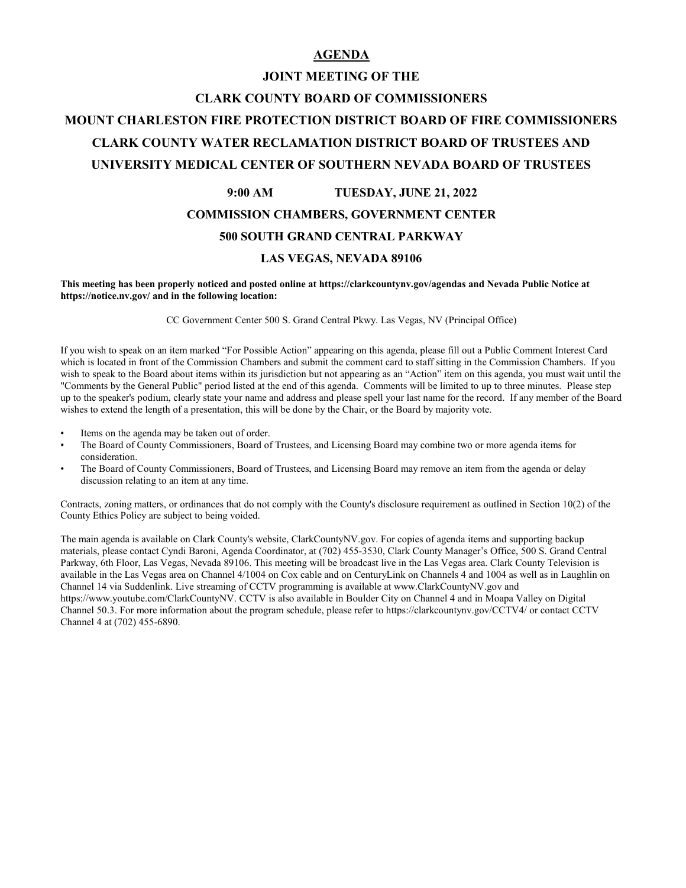# AGENDA

## JOINT MEETING OF THE

## CLARK COUNTY BOARD OF COMMISSIONERS

## MOUNT CHARLESTON FIRE PROTECTION DISTRICT BOARD OF FIRE COMMISSIONERS

## CLARK COUNTY WATER RECLAMATION DISTRICT BOARD OF TRUSTEES AND

## UNIVERSITY MEDICAL CENTER OF SOUTHERN NEVADA BOARD OF TRUSTEES

**9:00 AM TUESDAY, JUNE 21, 2022**

**COMMISSION CHAMBERS, GOVERNMENT CENTER**

**500 SOUTH GRAND CENTRAL PARKWAY**

**LAS VEGAS, NEVADA 89106**

**This meeting has been properly noticed and posted online at https://clarkcountynv.gov/agendas and Nevada Public Notice at https://notice.nv.gov/ and in the following location:**

CC Government Center 500 S. Grand Central Pkwy. Las Vegas, NV (Principal Office)

If you wish to speak on an item marked "For Possible Action" appearing on this agenda, please fill out a Public Comment Interest Card which is located in front of the Commission Chambers and submit the comment card to staff sitting in the Commission Chambers. If you wish to speak to the Board about items within its jurisdiction but not appearing as an "Action" item on this agenda, you must wait until the "Comments by the General Public" period listed at the end of this agenda. Comments will be limited to up to three minutes. Please step up to the speaker's podium, clearly state your name and address and please spell your last name for the record. If any member of the Board wishes to extend the length of a presentation, this will be done by the Chair, or the Board by majority vote.

- Items on the agenda may be taken out of order.
- The Board of County Commissioners, Board of Trustees, and Licensing Board may combine two or more agenda items for consideration.
- The Board of County Commissioners, Board of Trustees, and Licensing Board may remove an item from the agenda or delay discussion relating to an item at any time.

Contracts, zoning matters, or ordinances that do not comply with the County's disclosure requirement as outlined in Section 10(2) of the County Ethics Policy are subject to being voided.

The main agenda is available on Clark County's website, ClarkCountyNV.gov. For copies of agenda items and supporting backup materials, please contact Cyndi Baroni, Agenda Coordinator, at (702) 455-3530, Clark County Manager's Office, 500 S. Grand Central Parkway, 6th Floor, Las Vegas, Nevada 89106. This meeting will be broadcast live in the Las Vegas area. Clark County Television is available in the Las Vegas area on Channel 4/1004 on Cox cable and on CenturyLink on Channels 4 and 1004 as well as in Laughlin on Channel 14 via Suddenlink. Live streaming of CCTV programming is available at www.ClarkCountyNV.gov and https://www.youtube.com/ClarkCountyNV. CCTV is also available in Boulder City on Channel 4 and in Moapa Valley on Digital Channel 50.3. For more information about the program schedule, please refer to https://clarkcountynv.gov/CCTV4/ or contact CCTV Channel 4 at (702) 455-6890.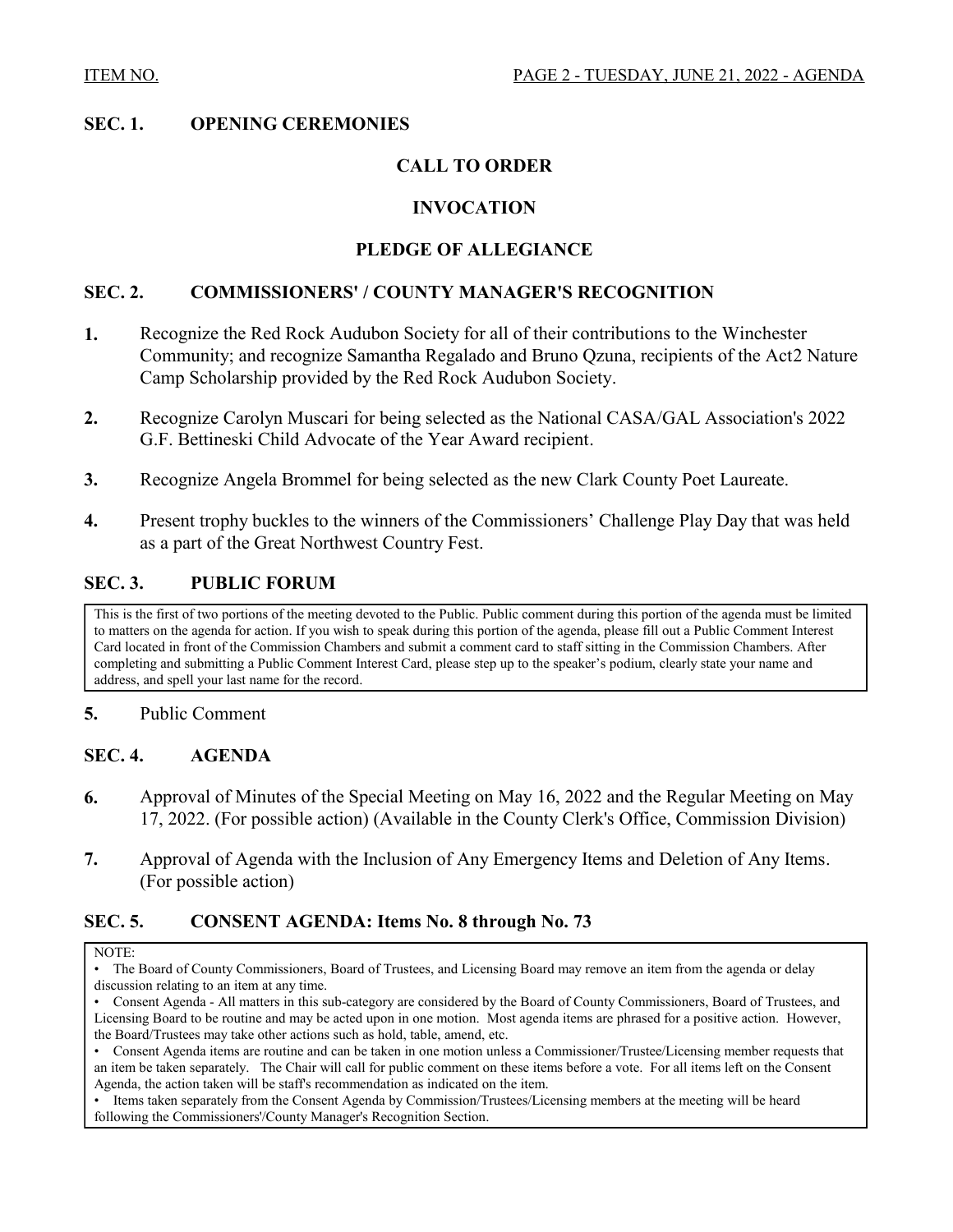## SEC. 1. OPENING CEREMONIES

**CALL TO ORDER**

**INVOCATION**

**PLEDGE OF ALLEGIANCE**

## SEC. 2. COMMISSIONERS' / COUNTY MANAGER'S RECOGNITION

**1.** Recognize the Red Rock Audubon Society for all of their contributions to the Winchester Community; and recognize Samantha Regalado and Bruno Qzuna, recipients of the Act2 Nature Camp Scholarship provided by the Red Rock Audubon Society.

**2.** Recognize Carolyn Muscari for being selected as the National CASA/GAL Association's 2022 G.F. Bettineski Child Advocate of the Year Award recipient.

**3.** Recognize Angela Brommel for being selected as the new Clark County Poet Laureate.

**4.** Present trophy buckles to the winners of the Commissioners' Challenge Play Day that was held as a part of the Great Northwest Country Fest.

## SEC. 3. PUBLIC FORUM

This is the first of two portions of the meeting devoted to the Public. Public comment during this portion of the agenda must be limited to matters on the agenda for action. If you wish to speak during this portion of the agenda, please fill out a Public Comment Interest Card located in front of the Commission Chambers and submit a comment card to staff sitting in the Commission Chambers. After completing and submitting a Public Comment Interest Card, please step up to the speaker's podium, clearly state your name and address, and spell your last name for the record.

**5.** Public Comment

## SEC. 4. AGENDA

**6.** Approval of Minutes of the Special Meeting on May 16, 2022 and the Regular Meeting on May 17, 2022. (For possible action) (Available in the County Clerk's Office, Commission Division)

**7.** Approval of Agenda with the Inclusion of Any Emergency Items and Deletion of Any Items. (For possible action)

## SEC. 5. CONSENT AGENDA: Items No. 8 through No. 73

NOTE:

- The Board of County Commissioners, Board of Trustees, and Licensing Board may remove an item from the agenda or delay discussion relating to an item at any time.
- Consent Agenda - All matters in this sub-category are considered by the Board of County Commissioners, Board of Trustees, and Licensing Board to be routine and may be acted upon in one motion. Most agenda items are phrased for a positive action. However, the Board/Trustees may take other actions such as hold, table, amend, etc.
- Consent Agenda items are routine and can be taken in one motion unless a Commissioner/Trustee/Licensing member requests that an item be taken separately. The Chair will call for public comment on these items before a vote. For all items left on the Consent Agenda, the action taken will be staff's recommendation as indicated on the item.
- Items taken separately from the Consent Agenda by Commission/Trustees/Licensing members at the meeting will be heard following the Commissioners'/County Manager's Recognition Section.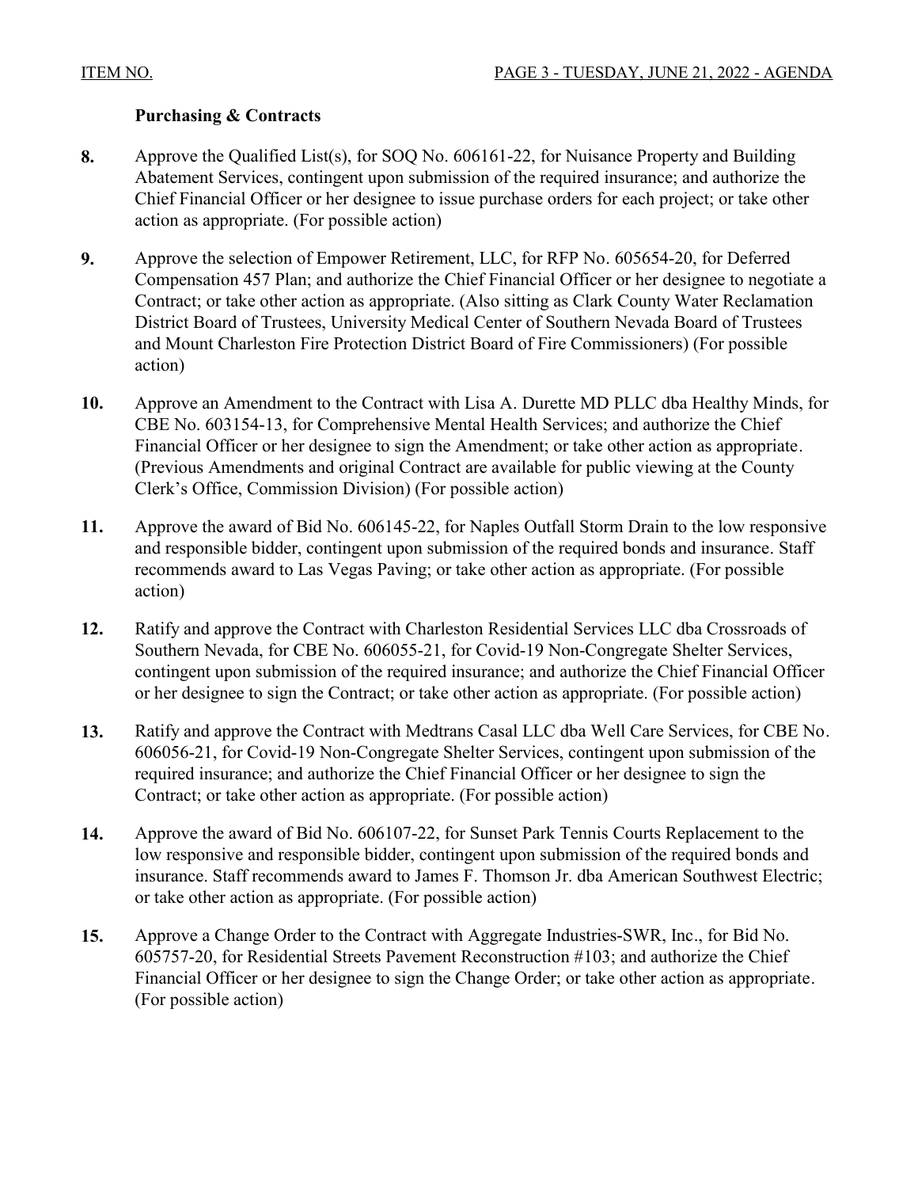### Purchasing & Contracts

**8.** Approve the Qualified List(s), for SOQ No. 606161-22, for Nuisance Property and Building Abatement Services, contingent upon submission of the required insurance; and authorize the Chief Financial Officer or her designee to issue purchase orders for each project; or take other action as appropriate. (For possible action)

**9.** Approve the selection of Empower Retirement, LLC, for RFP No. 605654-20, for Deferred Compensation 457 Plan; and authorize the Chief Financial Officer or her designee to negotiate a Contract; or take other action as appropriate. (Also sitting as Clark County Water Reclamation District Board of Trustees, University Medical Center of Southern Nevada Board of Trustees and Mount Charleston Fire Protection District Board of Fire Commissioners) (For possible action)

**10.** Approve an Amendment to the Contract with Lisa A. Durette MD PLLC dba Healthy Minds, for CBE No. 603154-13, for Comprehensive Mental Health Services; and authorize the Chief Financial Officer or her designee to sign the Amendment; or take other action as appropriate. (Previous Amendments and original Contract are available for public viewing at the County Clerk's Office, Commission Division) (For possible action)

**11.** Approve the award of Bid No. 606145-22, for Naples Outfall Storm Drain to the low responsive and responsible bidder, contingent upon submission of the required bonds and insurance. Staff recommends award to Las Vegas Paving; or take other action as appropriate. (For possible action)

**12.** Ratify and approve the Contract with Charleston Residential Services LLC dba Crossroads of Southern Nevada, for CBE No. 606055-21, for Covid-19 Non-Congregate Shelter Services, contingent upon submission of the required insurance; and authorize the Chief Financial Officer or her designee to sign the Contract; or take other action as appropriate. (For possible action)

**13.** Ratify and approve the Contract with Medtrans Casal LLC dba Well Care Services, for CBE No. 606056-21, for Covid-19 Non-Congregate Shelter Services, contingent upon submission of the required insurance; and authorize the Chief Financial Officer or her designee to sign the Contract; or take other action as appropriate. (For possible action)

**14.** Approve the award of Bid No. 606107-22, for Sunset Park Tennis Courts Replacement to the low responsive and responsible bidder, contingent upon submission of the required bonds and insurance. Staff recommends award to James F. Thomson Jr. dba American Southwest Electric; or take other action as appropriate. (For possible action)

**15.** Approve a Change Order to the Contract with Aggregate Industries-SWR, Inc., for Bid No. 605757-20, for Residential Streets Pavement Reconstruction #103; and authorize the Chief Financial Officer or her designee to sign the Change Order; or take other action as appropriate. (For possible action)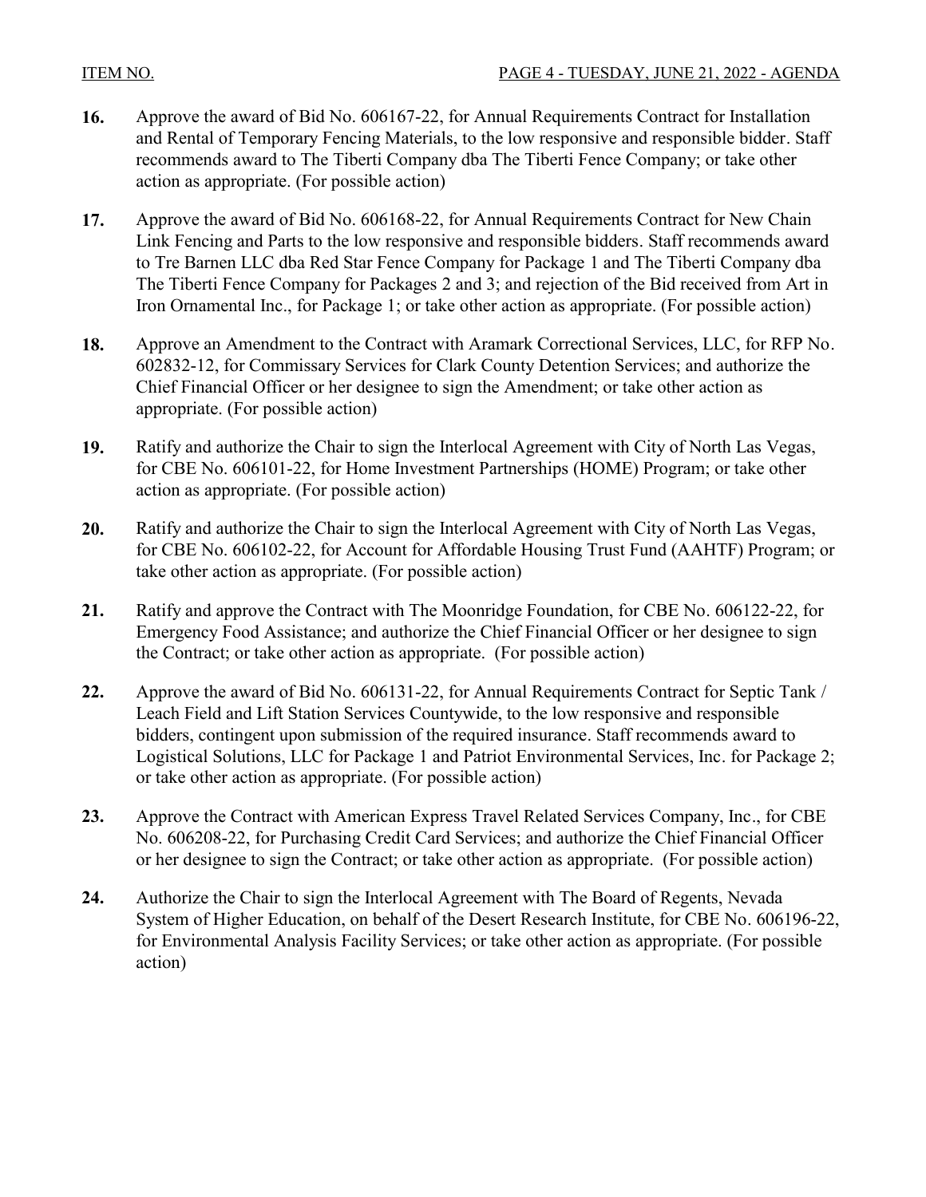**16.** Approve the award of Bid No. 606167-22, for Annual Requirements Contract for Installation and Rental of Temporary Fencing Materials, to the low responsive and responsible bidder. Staff recommends award to The Tiberti Company dba The Tiberti Fence Company; or take other action as appropriate. (For possible action)

**17.** Approve the award of Bid No. 606168-22, for Annual Requirements Contract for New Chain Link Fencing and Parts to the low responsive and responsible bidders. Staff recommends award to Tre Barnen LLC dba Red Star Fence Company for Package 1 and The Tiberti Company dba The Tiberti Fence Company for Packages 2 and 3; and rejection of the Bid received from Art in Iron Ornamental Inc., for Package 1; or take other action as appropriate. (For possible action)

**18.** Approve an Amendment to the Contract with Aramark Correctional Services, LLC, for RFP No. 602832-12, for Commissary Services for Clark County Detention Services; and authorize the Chief Financial Officer or her designee to sign the Amendment; or take other action as appropriate. (For possible action)

**19.** Ratify and authorize the Chair to sign the Interlocal Agreement with City of North Las Vegas, for CBE No. 606101-22, for Home Investment Partnerships (HOME) Program; or take other action as appropriate. (For possible action)

**20.** Ratify and authorize the Chair to sign the Interlocal Agreement with City of North Las Vegas, for CBE No. 606102-22, for Account for Affordable Housing Trust Fund (AAHTF) Program; or take other action as appropriate. (For possible action)

**21.** Ratify and approve the Contract with The Moonridge Foundation, for CBE No. 606122-22, for Emergency Food Assistance; and authorize the Chief Financial Officer or her designee to sign the Contract; or take other action as appropriate. (For possible action)

**22.** Approve the award of Bid No. 606131-22, for Annual Requirements Contract for Septic Tank / Leach Field and Lift Station Services Countywide, to the low responsive and responsible bidders, contingent upon submission of the required insurance. Staff recommends award to Logistical Solutions, LLC for Package 1 and Patriot Environmental Services, Inc. for Package 2; or take other action as appropriate. (For possible action)

**23.** Approve the Contract with American Express Travel Related Services Company, Inc., for CBE No. 606208-22, for Purchasing Credit Card Services; and authorize the Chief Financial Officer or her designee to sign the Contract; or take other action as appropriate. (For possible action)

**24.** Authorize the Chair to sign the Interlocal Agreement with The Board of Regents, Nevada System of Higher Education, on behalf of the Desert Research Institute, for CBE No. 606196-22, for Environmental Analysis Facility Services; or take other action as appropriate. (For possible action)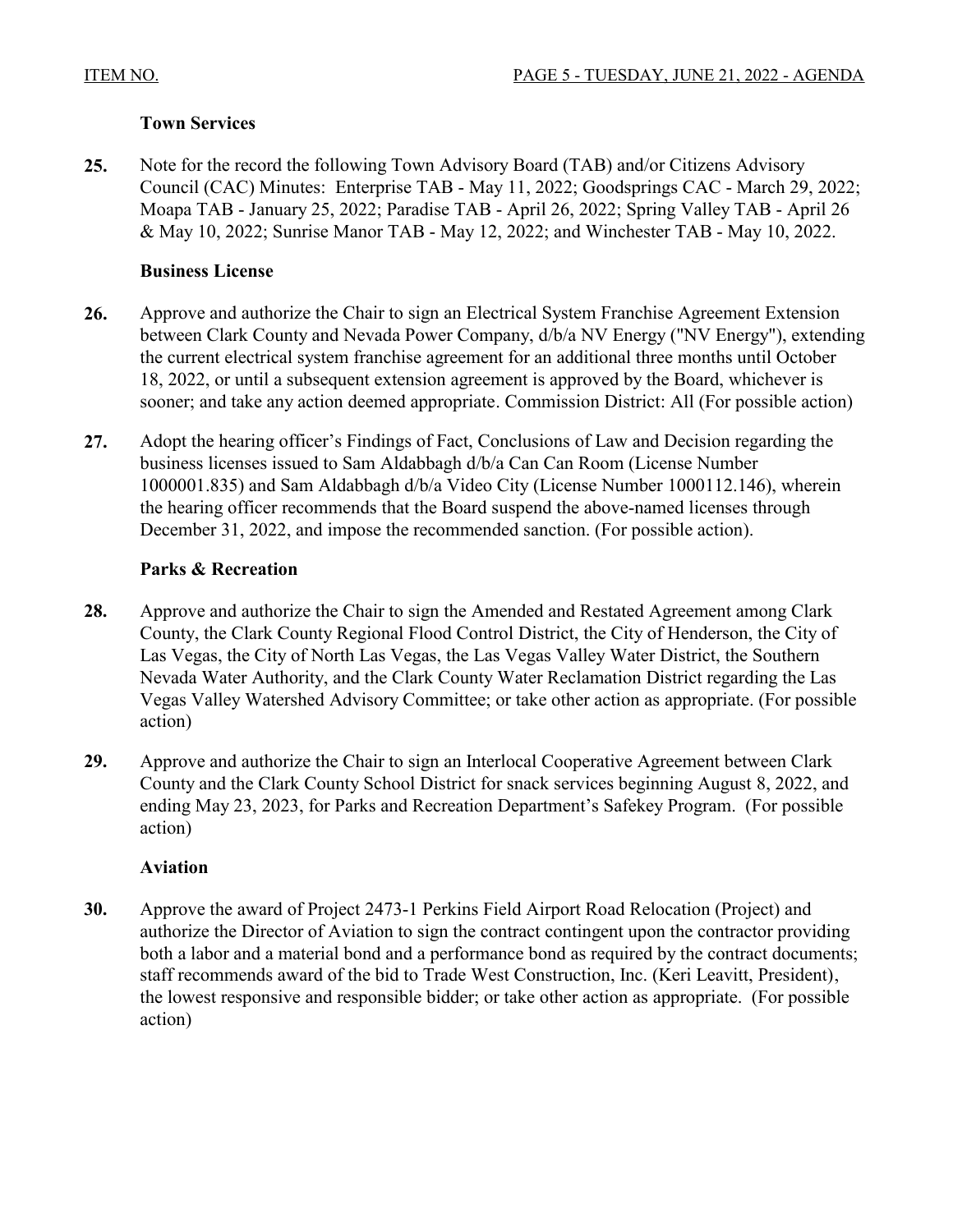### Town Services

**25.** Note for the record the following Town Advisory Board (TAB) and/or Citizens Advisory Council (CAC) Minutes: Enterprise TAB - May 11, 2022; Goodsprings CAC - March 29, 2022; Moapa TAB - January 25, 2022; Paradise TAB - April 26, 2022; Spring Valley TAB - April 26 & May 10, 2022; Sunrise Manor TAB - May 12, 2022; and Winchester TAB - May 10, 2022.

### Business License

**26.** Approve and authorize the Chair to sign an Electrical System Franchise Agreement Extension between Clark County and Nevada Power Company, d/b/a NV Energy ("NV Energy"), extending the current electrical system franchise agreement for an additional three months until October 18, 2022, or until a subsequent extension agreement is approved by the Board, whichever is sooner; and take any action deemed appropriate. Commission District: All (For possible action)

**27.** Adopt the hearing officer's Findings of Fact, Conclusions of Law and Decision regarding the business licenses issued to Sam Aldabbagh d/b/a Can Can Room (License Number 1000001.835) and Sam Aldabbagh d/b/a Video City (License Number 1000112.146), wherein the hearing officer recommends that the Board suspend the above-named licenses through December 31, 2022, and impose the recommended sanction. (For possible action).

### Parks & Recreation

**28.** Approve and authorize the Chair to sign the Amended and Restated Agreement among Clark County, the Clark County Regional Flood Control District, the City of Henderson, the City of Las Vegas, the City of North Las Vegas, the Las Vegas Valley Water District, the Southern Nevada Water Authority, and the Clark County Water Reclamation District regarding the Las Vegas Valley Watershed Advisory Committee; or take other action as appropriate. (For possible action)

**29.** Approve and authorize the Chair to sign an Interlocal Cooperative Agreement between Clark County and the Clark County School District for snack services beginning August 8, 2022, and ending May 23, 2023, for Parks and Recreation Department's Safekey Program. (For possible action)

### Aviation

**30.** Approve the award of Project 2473-1 Perkins Field Airport Road Relocation (Project) and authorize the Director of Aviation to sign the contract contingent upon the contractor providing both a labor and a material bond and a performance bond as required by the contract documents; staff recommends award of the bid to Trade West Construction, Inc. (Keri Leavitt, President), the lowest responsive and responsible bidder; or take other action as appropriate. (For possible action)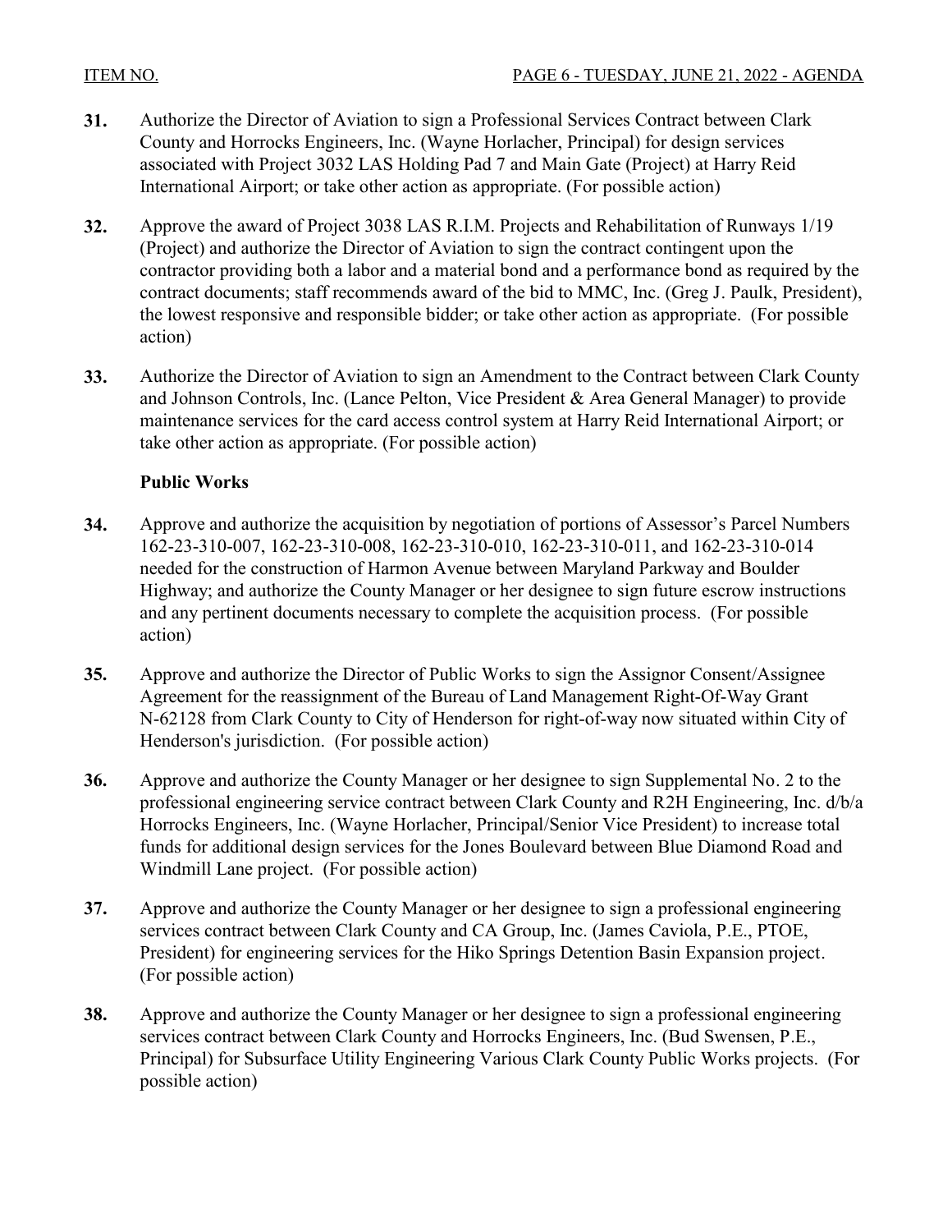**31.** Authorize the Director of Aviation to sign a Professional Services Contract between Clark County and Horrocks Engineers, Inc. (Wayne Horlacher, Principal) for design services associated with Project 3032 LAS Holding Pad 7 and Main Gate (Project) at Harry Reid International Airport; or take other action as appropriate. (For possible action)

**32.** Approve the award of Project 3038 LAS R.I.M. Projects and Rehabilitation of Runways 1/19 (Project) and authorize the Director of Aviation to sign the contract contingent upon the contractor providing both a labor and a material bond and a performance bond as required by the contract documents; staff recommends award of the bid to MMC, Inc. (Greg J. Paulk, President), the lowest responsive and responsible bidder; or take other action as appropriate. (For possible action)

**33.** Authorize the Director of Aviation to sign an Amendment to the Contract between Clark County and Johnson Controls, Inc. (Lance Pelton, Vice President & Area General Manager) to provide maintenance services for the card access control system at Harry Reid International Airport; or take other action as appropriate. (For possible action)

**Public Works**

**34.** Approve and authorize the acquisition by negotiation of portions of Assessor's Parcel Numbers 162-23-310-007, 162-23-310-008, 162-23-310-010, 162-23-310-011, and 162-23-310-014 needed for the construction of Harmon Avenue between Maryland Parkway and Boulder Highway; and authorize the County Manager or her designee to sign future escrow instructions and any pertinent documents necessary to complete the acquisition process. (For possible action)

**35.** Approve and authorize the Director of Public Works to sign the Assignor Consent/Assignee Agreement for the reassignment of the Bureau of Land Management Right-Of-Way Grant N-62128 from Clark County to City of Henderson for right-of-way now situated within City of Henderson's jurisdiction. (For possible action)

**36.** Approve and authorize the County Manager or her designee to sign Supplemental No. 2 to the professional engineering service contract between Clark County and R2H Engineering, Inc. d/b/a Horrocks Engineers, Inc. (Wayne Horlacher, Principal/Senior Vice President) to increase total funds for additional design services for the Jones Boulevard between Blue Diamond Road and Windmill Lane project. (For possible action)

**37.** Approve and authorize the County Manager or her designee to sign a professional engineering services contract between Clark County and CA Group, Inc. (James Caviola, P.E., PTOE, President) for engineering services for the Hiko Springs Detention Basin Expansion project. (For possible action)

**38.** Approve and authorize the County Manager or her designee to sign a professional engineering services contract between Clark County and Horrocks Engineers, Inc. (Bud Swensen, P.E., Principal) for Subsurface Utility Engineering Various Clark County Public Works projects. (For possible action)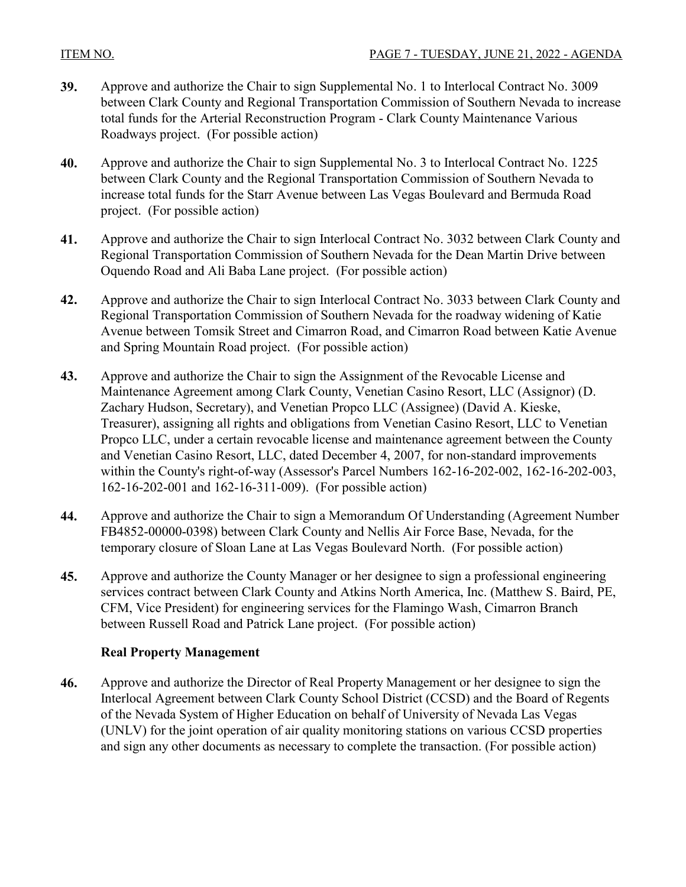**39.** Approve and authorize the Chair to sign Supplemental No. 1 to Interlocal Contract No. 3009 between Clark County and Regional Transportation Commission of Southern Nevada to increase total funds for the Arterial Reconstruction Program - Clark County Maintenance Various Roadways project. (For possible action)

**40.** Approve and authorize the Chair to sign Supplemental No. 3 to Interlocal Contract No. 1225 between Clark County and the Regional Transportation Commission of Southern Nevada to increase total funds for the Starr Avenue between Las Vegas Boulevard and Bermuda Road project. (For possible action)

**41.** Approve and authorize the Chair to sign Interlocal Contract No. 3032 between Clark County and Regional Transportation Commission of Southern Nevada for the Dean Martin Drive between Oquendo Road and Ali Baba Lane project. (For possible action)

**42.** Approve and authorize the Chair to sign Interlocal Contract No. 3033 between Clark County and Regional Transportation Commission of Southern Nevada for the roadway widening of Katie Avenue between Tomsik Street and Cimarron Road, and Cimarron Road between Katie Avenue and Spring Mountain Road project. (For possible action)

**43.** Approve and authorize the Chair to sign the Assignment of the Revocable License and Maintenance Agreement among Clark County, Venetian Casino Resort, LLC (Assignor) (D. Zachary Hudson, Secretary), and Venetian Propco LLC (Assignee) (David A. Kieske, Treasurer), assigning all rights and obligations from Venetian Casino Resort, LLC to Venetian Propco LLC, under a certain revocable license and maintenance agreement between the County and Venetian Casino Resort, LLC, dated December 4, 2007, for non-standard improvements within the County's right-of-way (Assessor's Parcel Numbers 162-16-202-002, 162-16-202-003, 162-16-202-001 and 162-16-311-009). (For possible action)

**44.** Approve and authorize the Chair to sign a Memorandum Of Understanding (Agreement Number FB4852-00000-0398) between Clark County and Nellis Air Force Base, Nevada, for the temporary closure of Sloan Lane at Las Vegas Boulevard North. (For possible action)

**45.** Approve and authorize the County Manager or her designee to sign a professional engineering services contract between Clark County and Atkins North America, Inc. (Matthew S. Baird, PE, CFM, Vice President) for engineering services for the Flamingo Wash, Cimarron Branch between Russell Road and Patrick Lane project. (For possible action)

**Real Property Management**

**46.** Approve and authorize the Director of Real Property Management or her designee to sign the Interlocal Agreement between Clark County School District (CCSD) and the Board of Regents of the Nevada System of Higher Education on behalf of University of Nevada Las Vegas (UNLV) for the joint operation of air quality monitoring stations on various CCSD properties and sign any other documents as necessary to complete the transaction. (For possible action)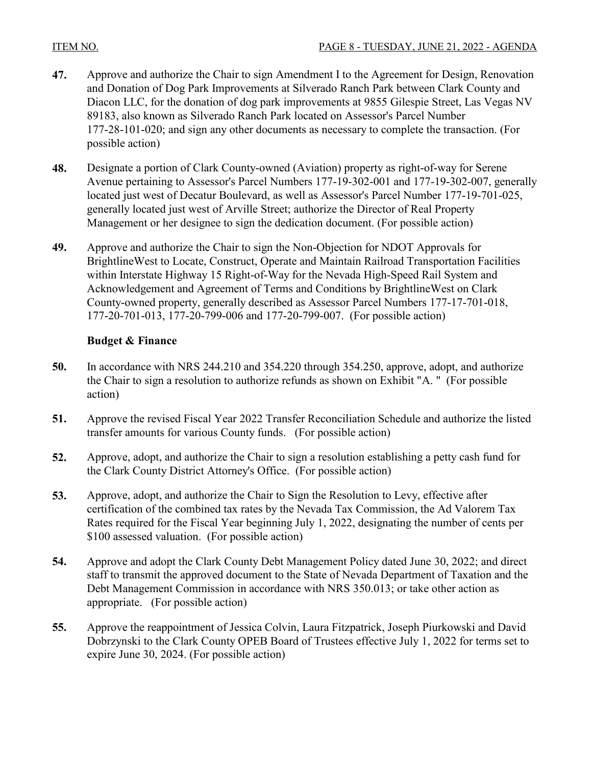47. Approve and authorize the Chair to sign Amendment I to the Agreement for Design, Renovation and Donation of Dog Park Improvements at Silverado Ranch Park between Clark County and Diacon LLC, for the donation of dog park improvements at 9855 Gilespie Street, Las Vegas NV 89183, also known as Silverado Ranch Park located on Assessor's Parcel Number 177-28-101-020; and sign any other documents as necessary to complete the transaction. (For possible action)

48. Designate a portion of Clark County-owned (Aviation) property as right-of-way for Serene Avenue pertaining to Assessor's Parcel Numbers 177-19-302-001 and 177-19-302-007, generally located just west of Decatur Boulevard, as well as Assessor's Parcel Number 177-19-701-025, generally located just west of Arville Street; authorize the Director of Real Property Management or her designee to sign the dedication document. (For possible action)

49. Approve and authorize the Chair to sign the Non-Objection for NDOT Approvals for BrightlineWest to Locate, Construct, Operate and Maintain Railroad Transportation Facilities within Interstate Highway 15 Right-of-Way for the Nevada High-Speed Rail System and Acknowledgement and Agreement of Terms and Conditions by BrightlineWest on Clark County-owned property, generally described as Assessor Parcel Numbers 177-17-701-018, 177-20-701-013, 177-20-799-006 and 177-20-799-007. (For possible action)

**Budget & Finance**

50. In accordance with NRS 244.210 and 354.220 through 354.250, approve, adopt, and authorize the Chair to sign a resolution to authorize refunds as shown on Exhibit "A. " (For possible action)

51. Approve the revised Fiscal Year 2022 Transfer Reconciliation Schedule and authorize the listed transfer amounts for various County funds. (For possible action)

52. Approve, adopt, and authorize the Chair to sign a resolution establishing a petty cash fund for the Clark County District Attorney's Office. (For possible action)

53. Approve, adopt, and authorize the Chair to Sign the Resolution to Levy, effective after certification of the combined tax rates by the Nevada Tax Commission, the Ad Valorem Tax Rates required for the Fiscal Year beginning July 1, 2022, designating the number of cents per $100 assessed valuation. (For possible action)

54. Approve and adopt the Clark County Debt Management Policy dated June 30, 2022; and direct staff to transmit the approved document to the State of Nevada Department of Taxation and the Debt Management Commission in accordance with NRS 350.013; or take other action as appropriate. (For possible action)

55. Approve the reappointment of Jessica Colvin, Laura Fitzpatrick, Joseph Piurkowski and David Dobrzynski to the Clark County OPEB Board of Trustees effective July 1, 2022 for terms set to expire June 30, 2024. (For possible action)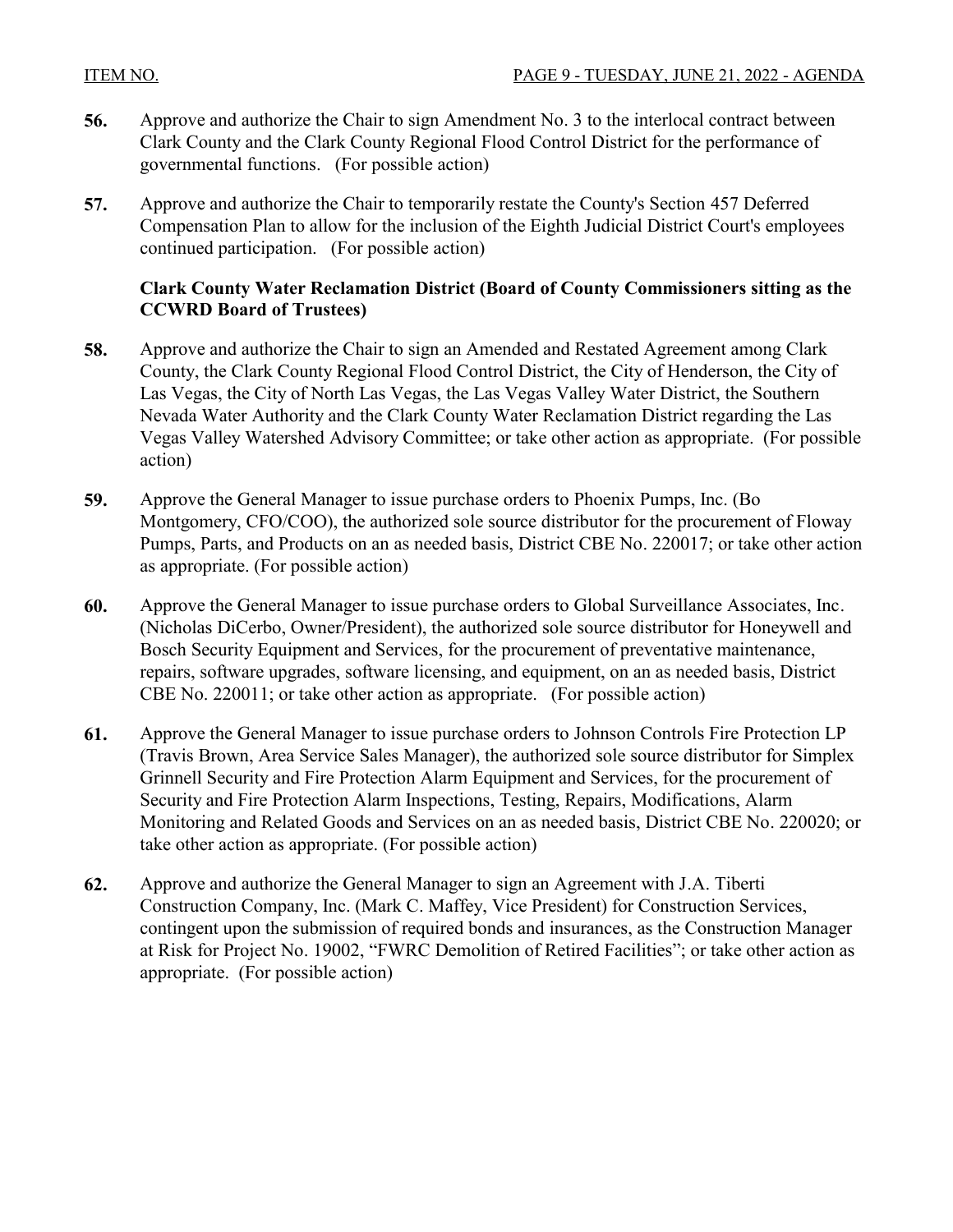**56.** Approve and authorize the Chair to sign Amendment No. 3 to the interlocal contract between Clark County and the Clark County Regional Flood Control District for the performance of governmental functions. (For possible action)

**57.** Approve and authorize the Chair to temporarily restate the County's Section 457 Deferred Compensation Plan to allow for the inclusion of the Eighth Judicial District Court's employees continued participation. (For possible action)

**Clark County Water Reclamation District (Board of County Commissioners sitting as the CCWRD Board of Trustees)**

**58.** Approve and authorize the Chair to sign an Amended and Restated Agreement among Clark County, the Clark County Regional Flood Control District, the City of Henderson, the City of Las Vegas, the City of North Las Vegas, the Las Vegas Valley Water District, the Southern Nevada Water Authority and the Clark County Water Reclamation District regarding the Las Vegas Valley Watershed Advisory Committee; or take other action as appropriate. (For possible action)

**59.** Approve the General Manager to issue purchase orders to Phoenix Pumps, Inc. (Bo Montgomery, CFO/COO), the authorized sole source distributor for the procurement of Floway Pumps, Parts, and Products on an as needed basis, District CBE No. 220017; or take other action as appropriate. (For possible action)

**60.** Approve the General Manager to issue purchase orders to Global Surveillance Associates, Inc. (Nicholas DiCerbo, Owner/President), the authorized sole source distributor for Honeywell and Bosch Security Equipment and Services, for the procurement of preventative maintenance, repairs, software upgrades, software licensing, and equipment, on an as needed basis, District CBE No. 220011; or take other action as appropriate. (For possible action)

**61.** Approve the General Manager to issue purchase orders to Johnson Controls Fire Protection LP (Travis Brown, Area Service Sales Manager), the authorized sole source distributor for Simplex Grinnell Security and Fire Protection Alarm Equipment and Services, for the procurement of Security and Fire Protection Alarm Inspections, Testing, Repairs, Modifications, Alarm Monitoring and Related Goods and Services on an as needed basis, District CBE No. 220020; or take other action as appropriate. (For possible action)

**62.** Approve and authorize the General Manager to sign an Agreement with J.A. Tiberti Construction Company, Inc. (Mark C. Maffey, Vice President) for Construction Services, contingent upon the submission of required bonds and insurances, as the Construction Manager at Risk for Project No. 19002, "FWRC Demolition of Retired Facilities"; or take other action as appropriate. (For possible action)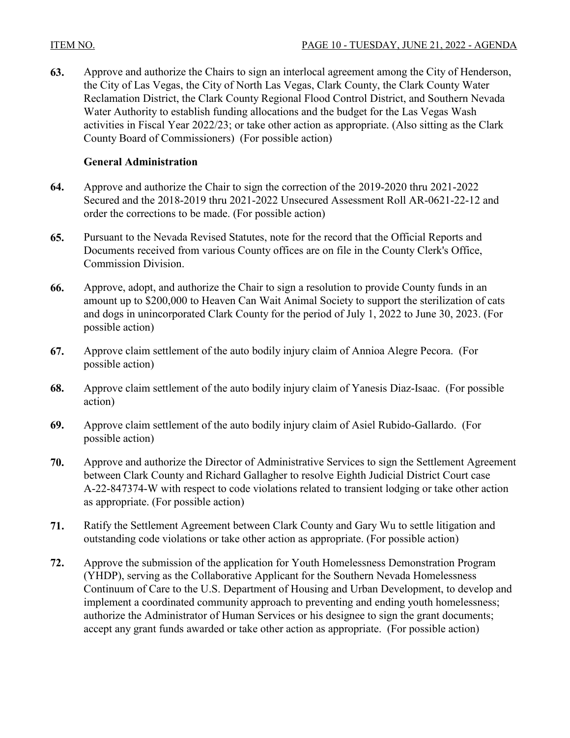**63.** Approve and authorize the Chairs to sign an interlocal agreement among the City of Henderson, the City of Las Vegas, the City of North Las Vegas, Clark County, the Clark County Water Reclamation District, the Clark County Regional Flood Control District, and Southern Nevada Water Authority to establish funding allocations and the budget for the Las Vegas Wash activities in Fiscal Year 2022/23; or take other action as appropriate. (Also sitting as the Clark County Board of Commissioners) (For possible action)

**General Administration**

**64.** Approve and authorize the Chair to sign the correction of the 2019-2020 thru 2021-2022 Secured and the 2018-2019 thru 2021-2022 Unsecured Assessment Roll AR-0621-22-12 and order the corrections to be made. (For possible action)

**65.** Pursuant to the Nevada Revised Statutes, note for the record that the Official Reports and Documents received from various County offices are on file in the County Clerk's Office, Commission Division.

**66.** Approve, adopt, and authorize the Chair to sign a resolution to provide County funds in an amount up to $200,000 to Heaven Can Wait Animal Society to support the sterilization of cats and dogs in unincorporated Clark County for the period of July 1, 2022 to June 30, 2023. (For possible action)

**67.** Approve claim settlement of the auto bodily injury claim of Annioa Alegre Pecora. (For possible action)

**68.** Approve claim settlement of the auto bodily injury claim of Yanesis Diaz-Isaac. (For possible action)

**69.** Approve claim settlement of the auto bodily injury claim of Asiel Rubido-Gallardo. (For possible action)

**70.** Approve and authorize the Director of Administrative Services to sign the Settlement Agreement between Clark County and Richard Gallagher to resolve Eighth Judicial District Court case A-22-847374-W with respect to code violations related to transient lodging or take other action as appropriate. (For possible action)

**71.** Ratify the Settlement Agreement between Clark County and Gary Wu to settle litigation and outstanding code violations or take other action as appropriate. (For possible action)

**72.** Approve the submission of the application for Youth Homelessness Demonstration Program (YHDP), serving as the Collaborative Applicant for the Southern Nevada Homelessness Continuum of Care to the U.S. Department of Housing and Urban Development, to develop and implement a coordinated community approach to preventing and ending youth homelessness; authorize the Administrator of Human Services or his designee to sign the grant documents; accept any grant funds awarded or take other action as appropriate. (For possible action)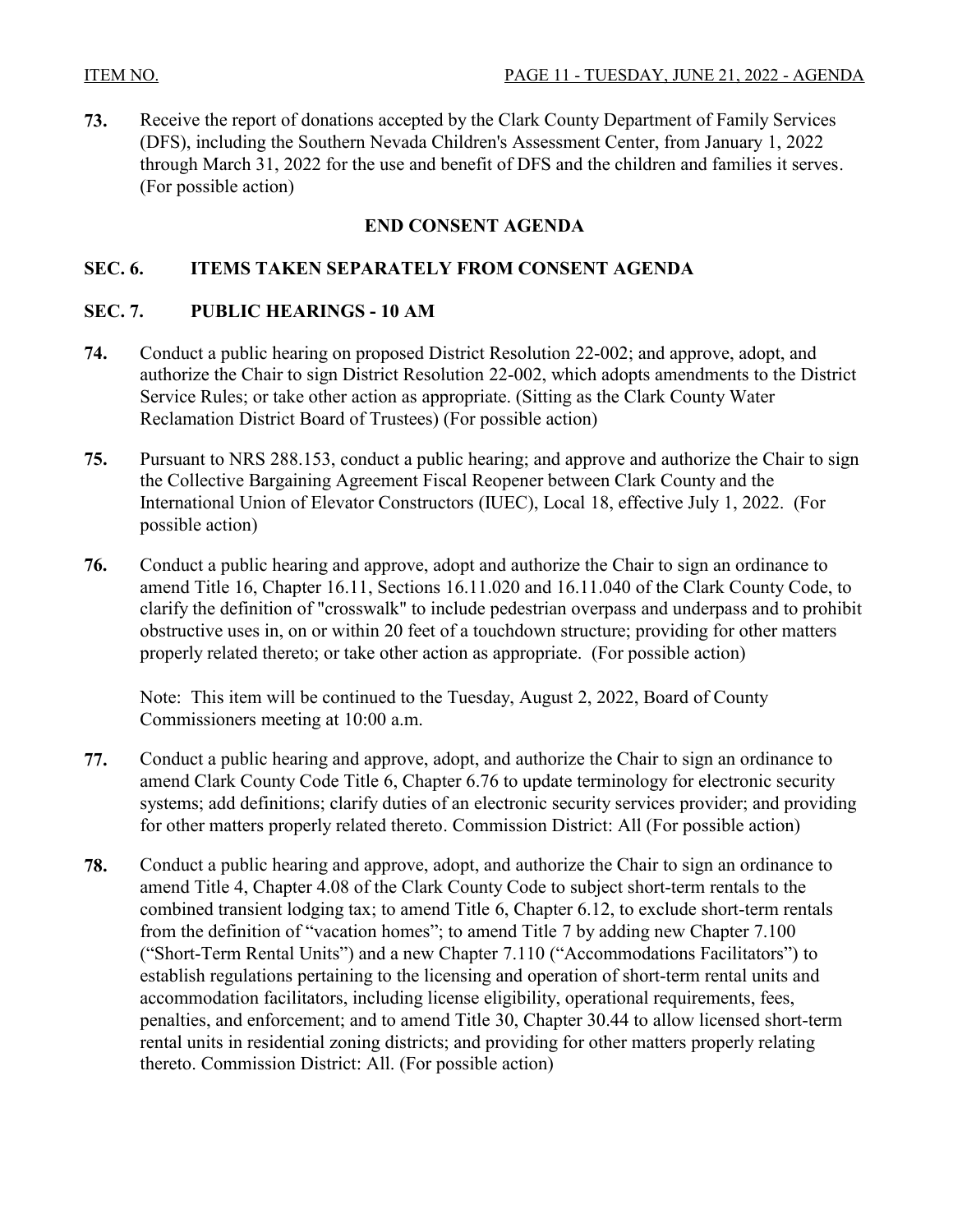**73.** Receive the report of donations accepted by the Clark County Department of Family Services (DFS), including the Southern Nevada Children's Assessment Center, from January 1, 2022 through March 31, 2022 for the use and benefit of DFS and the children and families it serves. (For possible action)

## END CONSENT AGENDA

## SEC. 6. ITEMS TAKEN SEPARATELY FROM CONSENT AGENDA

## SEC. 7. PUBLIC HEARINGS - 10 AM

**74.** Conduct a public hearing on proposed District Resolution 22-002; and approve, adopt, and authorize the Chair to sign District Resolution 22-002, which adopts amendments to the District Service Rules; or take other action as appropriate. (Sitting as the Clark County Water Reclamation District Board of Trustees) (For possible action)

**75.** Pursuant to NRS 288.153, conduct a public hearing; and approve and authorize the Chair to sign the Collective Bargaining Agreement Fiscal Reopener between Clark County and the International Union of Elevator Constructors (IUEC), Local 18, effective July 1, 2022. (For possible action)

**76.** Conduct a public hearing and approve, adopt and authorize the Chair to sign an ordinance to amend Title 16, Chapter 16.11, Sections 16.11.020 and 16.11.040 of the Clark County Code, to clarify the definition of "crosswalk" to include pedestrian overpass and underpass and to prohibit obstructive uses in, on or within 20 feet of a touchdown structure; providing for other matters properly related thereto; or take other action as appropriate. (For possible action)

Note: This item will be continued to the Tuesday, August 2, 2022, Board of County Commissioners meeting at 10:00 a.m.

**77.** Conduct a public hearing and approve, adopt, and authorize the Chair to sign an ordinance to amend Clark County Code Title 6, Chapter 6.76 to update terminology for electronic security systems; add definitions; clarify duties of an electronic security services provider; and providing for other matters properly related thereto. Commission District: All (For possible action)

**78.** Conduct a public hearing and approve, adopt, and authorize the Chair to sign an ordinance to amend Title 4, Chapter 4.08 of the Clark County Code to subject short-term rentals to the combined transient lodging tax; to amend Title 6, Chapter 6.12, to exclude short-term rentals from the definition of "vacation homes"; to amend Title 7 by adding new Chapter 7.100 ("Short-Term Rental Units") and a new Chapter 7.110 ("Accommodations Facilitators") to establish regulations pertaining to the licensing and operation of short-term rental units and accommodation facilitators, including license eligibility, operational requirements, fees, penalties, and enforcement; and to amend Title 30, Chapter 30.44 to allow licensed short-term rental units in residential zoning districts; and providing for other matters properly relating thereto. Commission District: All. (For possible action)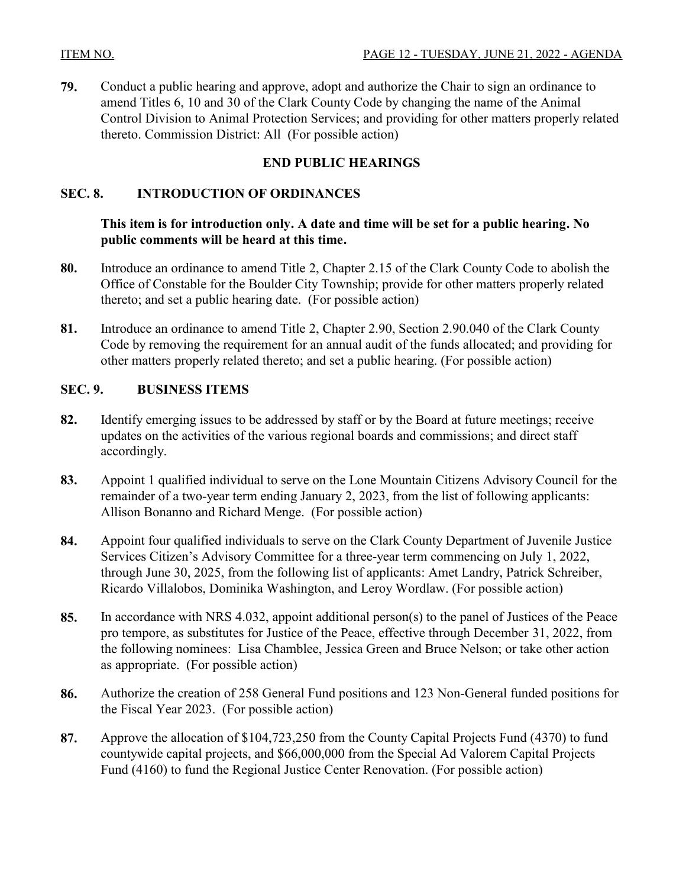**79.** Conduct a public hearing and approve, adopt and authorize the Chair to sign an ordinance to amend Titles 6, 10 and 30 of the Clark County Code by changing the name of the Animal Control Division to Animal Protection Services; and providing for other matters properly related thereto. Commission District: All (For possible action)

**END PUBLIC HEARINGS**

## SEC. 8. INTRODUCTION OF ORDINANCES

**This item is for introduction only. A date and time will be set for a public hearing. No public comments will be heard at this time.**

**80.** Introduce an ordinance to amend Title 2, Chapter 2.15 of the Clark County Code to abolish the Office of Constable for the Boulder City Township; provide for other matters properly related thereto; and set a public hearing date. (For possible action)

**81.** Introduce an ordinance to amend Title 2, Chapter 2.90, Section 2.90.040 of the Clark County Code by removing the requirement for an annual audit of the funds allocated; and providing for other matters properly related thereto; and set a public hearing. (For possible action)

## SEC. 9. BUSINESS ITEMS

**82.** Identify emerging issues to be addressed by staff or by the Board at future meetings; receive updates on the activities of the various regional boards and commissions; and direct staff accordingly.

**83.** Appoint 1 qualified individual to serve on the Lone Mountain Citizens Advisory Council for the remainder of a two-year term ending January 2, 2023, from the list of following applicants: Allison Bonanno and Richard Menge. (For possible action)

**84.** Appoint four qualified individuals to serve on the Clark County Department of Juvenile Justice Services Citizen's Advisory Committee for a three-year term commencing on July 1, 2022, through June 30, 2025, from the following list of applicants: Amet Landry, Patrick Schreiber, Ricardo Villalobos, Dominika Washington, and Leroy Wordlaw. (For possible action)

**85.** In accordance with NRS 4.032, appoint additional person(s) to the panel of Justices of the Peace pro tempore, as substitutes for Justice of the Peace, effective through December 31, 2022, from the following nominees: Lisa Chamblee, Jessica Green and Bruce Nelson; or take other action as appropriate. (For possible action)

**86.** Authorize the creation of 258 General Fund positions and 123 Non-General funded positions for the Fiscal Year 2023. (For possible action)

**87.** Approve the allocation of $104,723,250 from the County Capital Projects Fund (4370) to fund countywide capital projects, and $66,000,000 from the Special Ad Valorem Capital Projects Fund (4160) to fund the Regional Justice Center Renovation. (For possible action)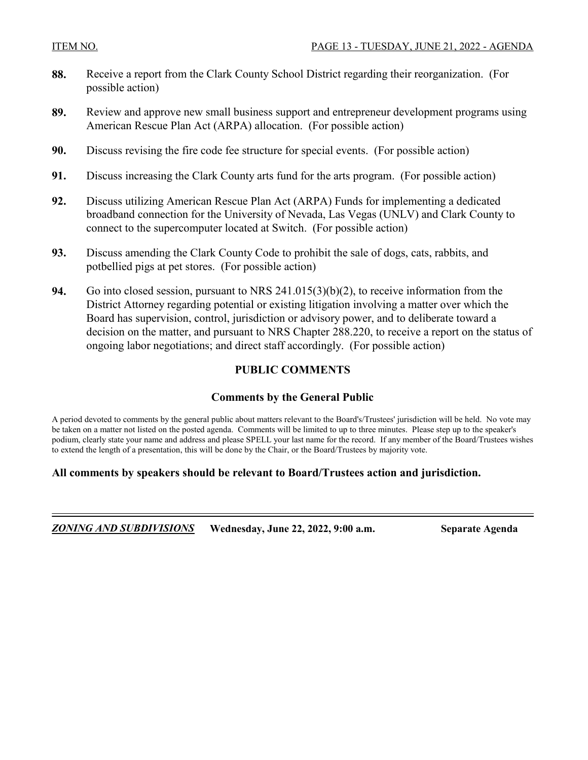**88.** Receive a report from the Clark County School District regarding their reorganization. (For possible action)

**89.** Review and approve new small business support and entrepreneur development programs using American Rescue Plan Act (ARPA) allocation. (For possible action)

**90.** Discuss revising the fire code fee structure for special events. (For possible action)

**91.** Discuss increasing the Clark County arts fund for the arts program. (For possible action)

**92.** Discuss utilizing American Rescue Plan Act (ARPA) Funds for implementing a dedicated broadband connection for the University of Nevada, Las Vegas (UNLV) and Clark County to connect to the supercomputer located at Switch. (For possible action)

**93.** Discuss amending the Clark County Code to prohibit the sale of dogs, cats, rabbits, and potbellied pigs at pet stores. (For possible action)

**94.** Go into closed session, pursuant to NRS 241.015(3)(b)(2), to receive information from the District Attorney regarding potential or existing litigation involving a matter over which the Board has supervision, control, jurisdiction or advisory power, and to deliberate toward a decision on the matter, and pursuant to NRS Chapter 288.220, to receive a report on the status of ongoing labor negotiations; and direct staff accordingly. (For possible action)

## PUBLIC COMMENTS

### Comments by the General Public

A period devoted to comments by the general public about matters relevant to the Board's/Trustees' jurisdiction will be held. No vote may be taken on a matter not listed on the posted agenda. Comments will be limited to up to three minutes. Please step up to the speaker's podium, clearly state your name and address and please SPELL your last name for the record. If any member of the Board/Trustees wishes to extend the length of a presentation, this will be done by the Chair, or the Board/Trustees by majority vote.

**All comments by speakers should be relevant to Board/Trustees action and jurisdiction.**

---

***ZONING AND SUBDIVISIONS*** **Wednesday, June 22, 2022, 9:00 a.m.** **Separate Agenda**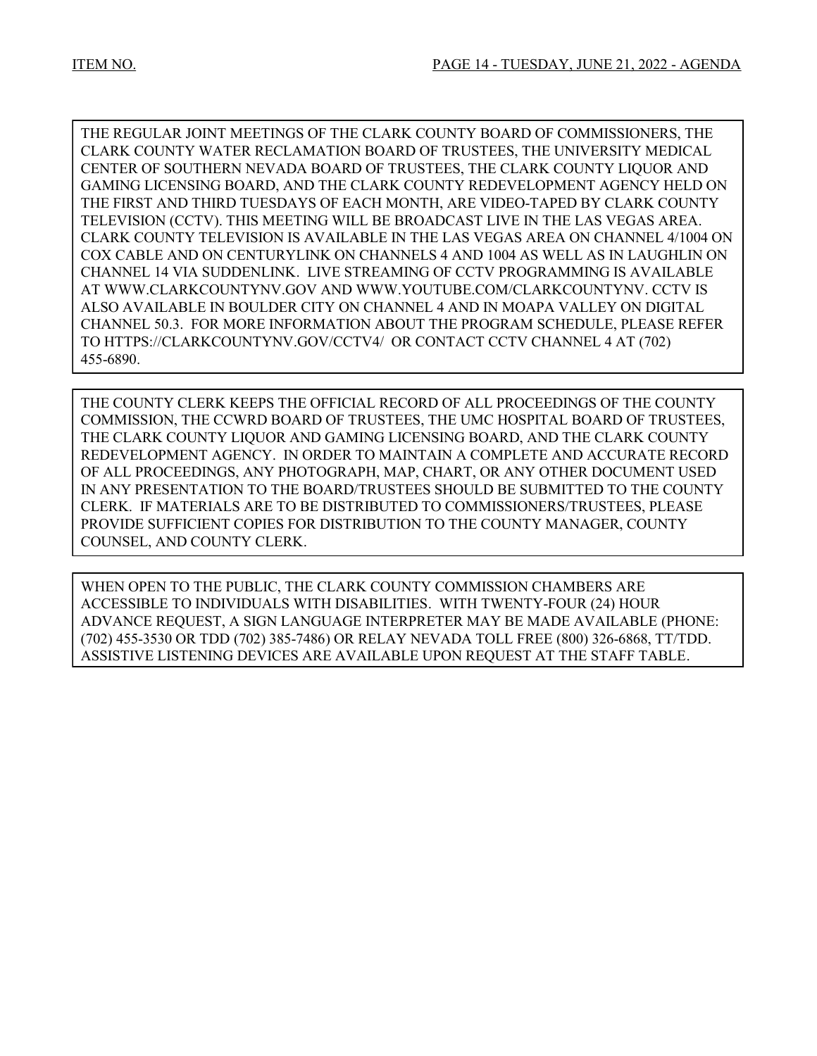THE REGULAR JOINT MEETINGS OF THE CLARK COUNTY BOARD OF COMMISSIONERS, THE CLARK COUNTY WATER RECLAMATION BOARD OF TRUSTEES, THE UNIVERSITY MEDICAL CENTER OF SOUTHERN NEVADA BOARD OF TRUSTEES, THE CLARK COUNTY LIQUOR AND GAMING LICENSING BOARD, AND THE CLARK COUNTY REDEVELOPMENT AGENCY HELD ON THE FIRST AND THIRD TUESDAYS OF EACH MONTH, ARE VIDEO-TAPED BY CLARK COUNTY TELEVISION (CCTV). THIS MEETING WILL BE BROADCAST LIVE IN THE LAS VEGAS AREA. CLARK COUNTY TELEVISION IS AVAILABLE IN THE LAS VEGAS AREA ON CHANNEL 4/1004 ON COX CABLE AND ON CENTURYLINK ON CHANNELS 4 AND 1004 AS WELL AS IN LAUGHLIN ON CHANNEL 14 VIA SUDDENLINK. LIVE STREAMING OF CCTV PROGRAMMING IS AVAILABLE AT WWW.CLARKCOUNTYNV.GOV AND WWW.YOUTUBE.COM/CLARKCOUNTYNV. CCTV IS ALSO AVAILABLE IN BOULDER CITY ON CHANNEL 4 AND IN MOAPA VALLEY ON DIGITAL CHANNEL 50.3. FOR MORE INFORMATION ABOUT THE PROGRAM SCHEDULE, PLEASE REFER TO HTTPS://CLARKCOUNTYNV.GOV/CCTV4/ OR CONTACT CCTV CHANNEL 4 AT (702) 455-6890.

THE COUNTY CLERK KEEPS THE OFFICIAL RECORD OF ALL PROCEEDINGS OF THE COUNTY COMMISSION, THE CCWRD BOARD OF TRUSTEES, THE UMC HOSPITAL BOARD OF TRUSTEES, THE CLARK COUNTY LIQUOR AND GAMING LICENSING BOARD, AND THE CLARK COUNTY REDEVELOPMENT AGENCY. IN ORDER TO MAINTAIN A COMPLETE AND ACCURATE RECORD OF ALL PROCEEDINGS, ANY PHOTOGRAPH, MAP, CHART, OR ANY OTHER DOCUMENT USED IN ANY PRESENTATION TO THE BOARD/TRUSTEES SHOULD BE SUBMITTED TO THE COUNTY CLERK. IF MATERIALS ARE TO BE DISTRIBUTED TO COMMISSIONERS/TRUSTEES, PLEASE PROVIDE SUFFICIENT COPIES FOR DISTRIBUTION TO THE COUNTY MANAGER, COUNTY COUNSEL, AND COUNTY CLERK.

WHEN OPEN TO THE PUBLIC, THE CLARK COUNTY COMMISSION CHAMBERS ARE ACCESSIBLE TO INDIVIDUALS WITH DISABILITIES. WITH TWENTY-FOUR (24) HOUR ADVANCE REQUEST, A SIGN LANGUAGE INTERPRETER MAY BE MADE AVAILABLE (PHONE: (702) 455-3530 OR TDD (702) 385-7486) OR RELAY NEVADA TOLL FREE (800) 326-6868, TT/TDD. ASSISTIVE LISTENING DEVICES ARE AVAILABLE UPON REQUEST AT THE STAFF TABLE.